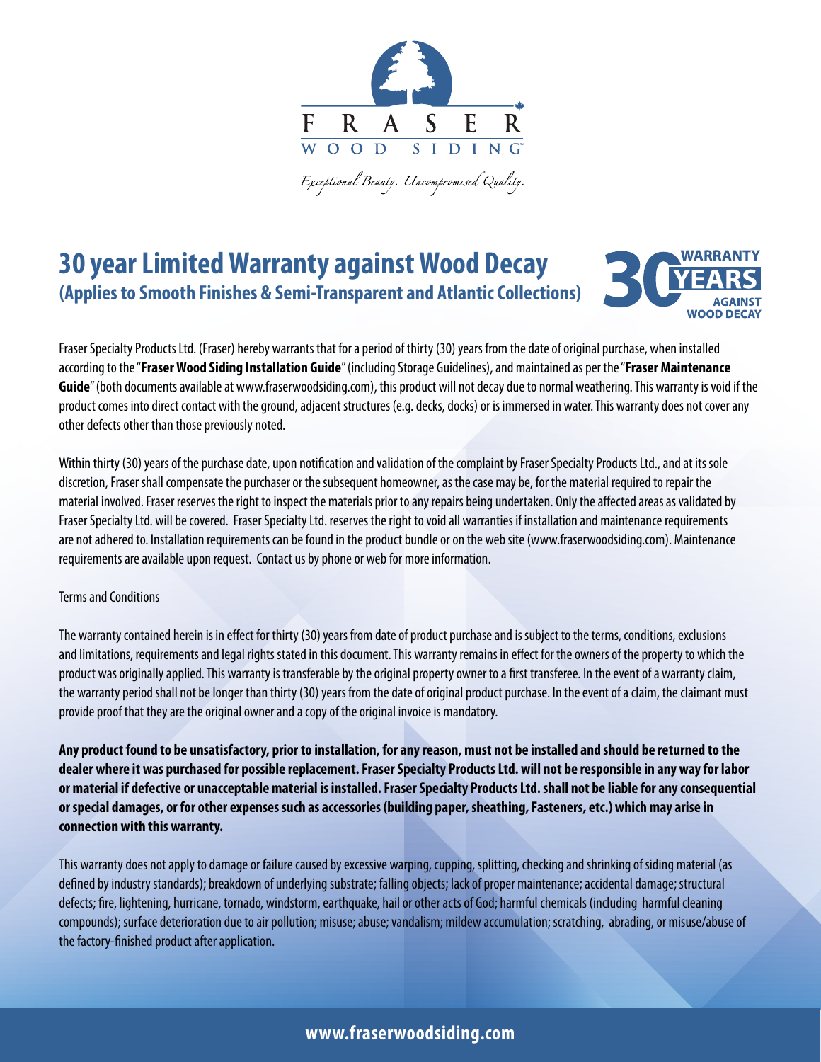FRASER
WOOD SIDING

*Exceptional Beauty. Uncompromised Quality.*

# 30 year Limited Warranty against Wood Decay

## (Applies to Smooth Finishes & Semi-Transparent and Atlantic Collections)

30 WARRANTY YEARS AGAINST WOOD DECAY

Fraser Specialty Products Ltd. (Fraser) hereby warrants that for a period of thirty (30) years from the date of original purchase, when installed according to the "**Fraser Wood Siding Installation Guide**" (including Storage Guidelines), and maintained as per the "**Fraser Maintenance Guide**" (both documents available at www.fraserwoodsiding.com), this product will not decay due to normal weathering. This warranty is void if the product comes into direct contact with the ground, adjacent structures (e.g. decks, docks) or is immersed in water. This warranty does not cover any other defects other than those previously noted.

Within thirty (30) years of the purchase date, upon notification and validation of the complaint by Fraser Specialty Products Ltd., and at its sole discretion, Fraser shall compensate the purchaser or the subsequent homeowner, as the case may be, for the material required to repair the material involved. Fraser reserves the right to inspect the materials prior to any repairs being undertaken. Only the affected areas as validated by Fraser Specialty Ltd. will be covered. Fraser Specialty Ltd. reserves the right to void all warranties if installation and maintenance requirements are not adhered to. Installation requirements can be found in the product bundle or on the web site (www.fraserwoodsiding.com). Maintenance requirements are available upon request. Contact us by phone or web for more information.

Terms and Conditions

The warranty contained herein is in effect for thirty (30) years from date of product purchase and is subject to the terms, conditions, exclusions and limitations, requirements and legal rights stated in this document. This warranty remains in effect for the owners of the property to which the product was originally applied. This warranty is transferable by the original property owner to a first transferee. In the event of a warranty claim, the warranty period shall not be longer than thirty (30) years from the date of original product purchase. In the event of a claim, the claimant must provide proof that they are the original owner and a copy of the original invoice is mandatory.

**Any product found to be unsatisfactory, prior to installation, for any reason, must not be installed and should be returned to the dealer where it was purchased for possible replacement. Fraser Specialty Products Ltd. will not be responsible in any way for labor or material if defective or unacceptable material is installed. Fraser Specialty Products Ltd. shall not be liable for any consequential or special damages, or for other expenses such as accessories (building paper, sheathing, Fasteners, etc.) which may arise in connection with this warranty.**

This warranty does not apply to damage or failure caused by excessive warping, cupping, splitting, checking and shrinking of siding material (as defined by industry standards); breakdown of underlying substrate; falling objects; lack of proper maintenance; accidental damage; structural defects; fire, lightening, hurricane, tornado, windstorm, earthquake, hail or other acts of God; harmful chemicals (including harmful cleaning compounds); surface deterioration due to air pollution; misuse; abuse; vandalism; mildew accumulation; scratching, abrading, or misuse/abuse of the factory-finished product after application.

**www.fraserwoodsiding.com**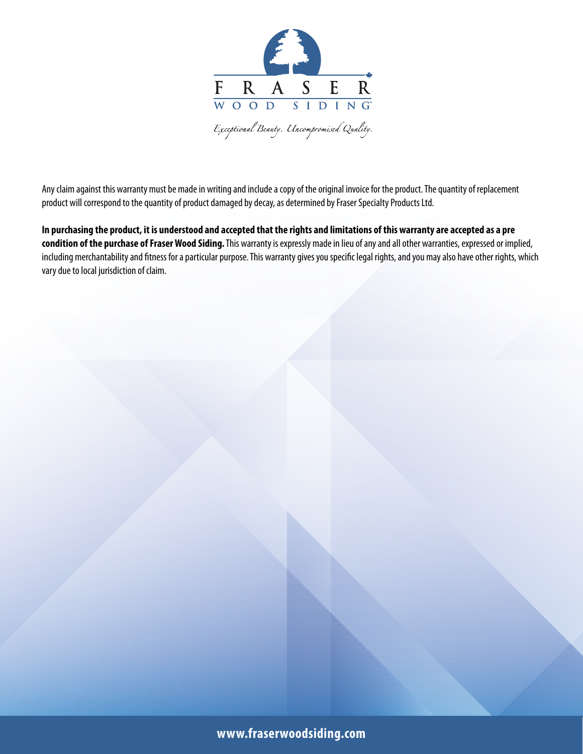FRASER WOOD SIDING

*Exceptional Beauty. Uncompromised Quality.*

Any claim against this warranty must be made in writing and include a copy of the original invoice for the product. The quantity of replacement product will correspond to the quantity of product damaged by decay, as determined by Fraser Specialty Products Ltd.

**In purchasing the product, it is understood and accepted that the rights and limitations of this warranty are accepted as a pre condition of the purchase of Fraser Wood Siding.** This warranty is expressly made in lieu of any and all other warranties, expressed or implied, including merchantability and fitness for a particular purpose. This warranty gives you specific legal rights, and you may also have other rights, which vary due to local jurisdiction of claim.

**www.fraserwoodsiding.com**